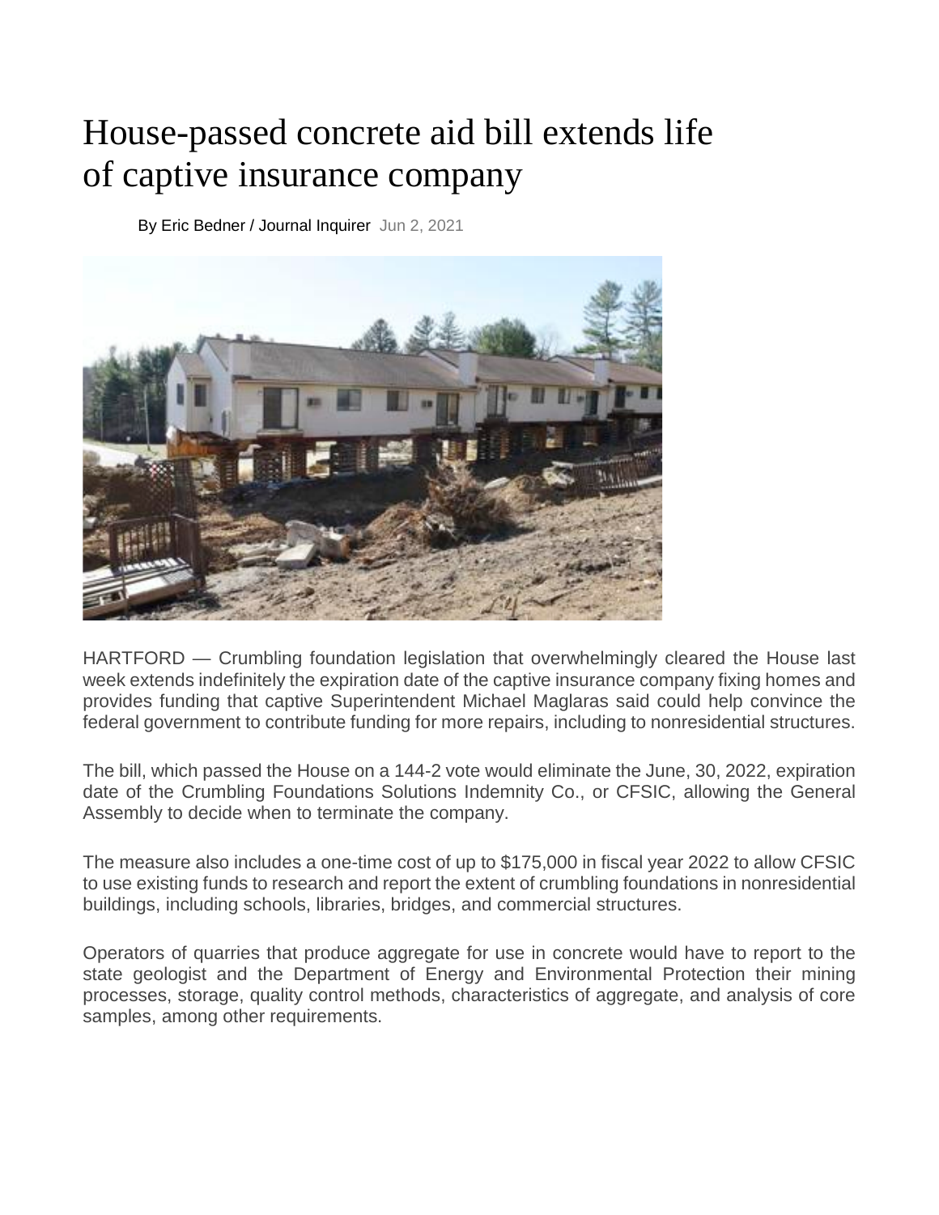# House-passed concrete aid bill extends life of captive insurance company

By Eric Bedner / Journal Inquirer Jun 2, 2021

HARTFORD — Crumbling foundation legislation that overwhelmingly cleared the House last week extends indefinitely the expiration date of the captive insurance company fixing homes and provides funding that captive Superintendent Michael Maglaras said could help convince the federal government to contribute funding for more repairs, including to nonresidential structures.

The bill, which passed the House on a 144-2 vote would eliminate the June, 30, 2022, expiration date of the Crumbling Foundations Solutions Indemnity Co., or CFSIC, allowing the General Assembly to decide when to terminate the company.

The measure also includes a one-time cost of up to $175,000 in fiscal year 2022 to allow CFSIC to use existing funds to research and report the extent of crumbling foundations in nonresidential buildings, including schools, libraries, bridges, and commercial structures.

Operators of quarries that produce aggregate for use in concrete would have to report to the state geologist and the Department of Energy and Environmental Protection their mining processes, storage, quality control methods, characteristics of aggregate, and analysis of core samples, among other requirements.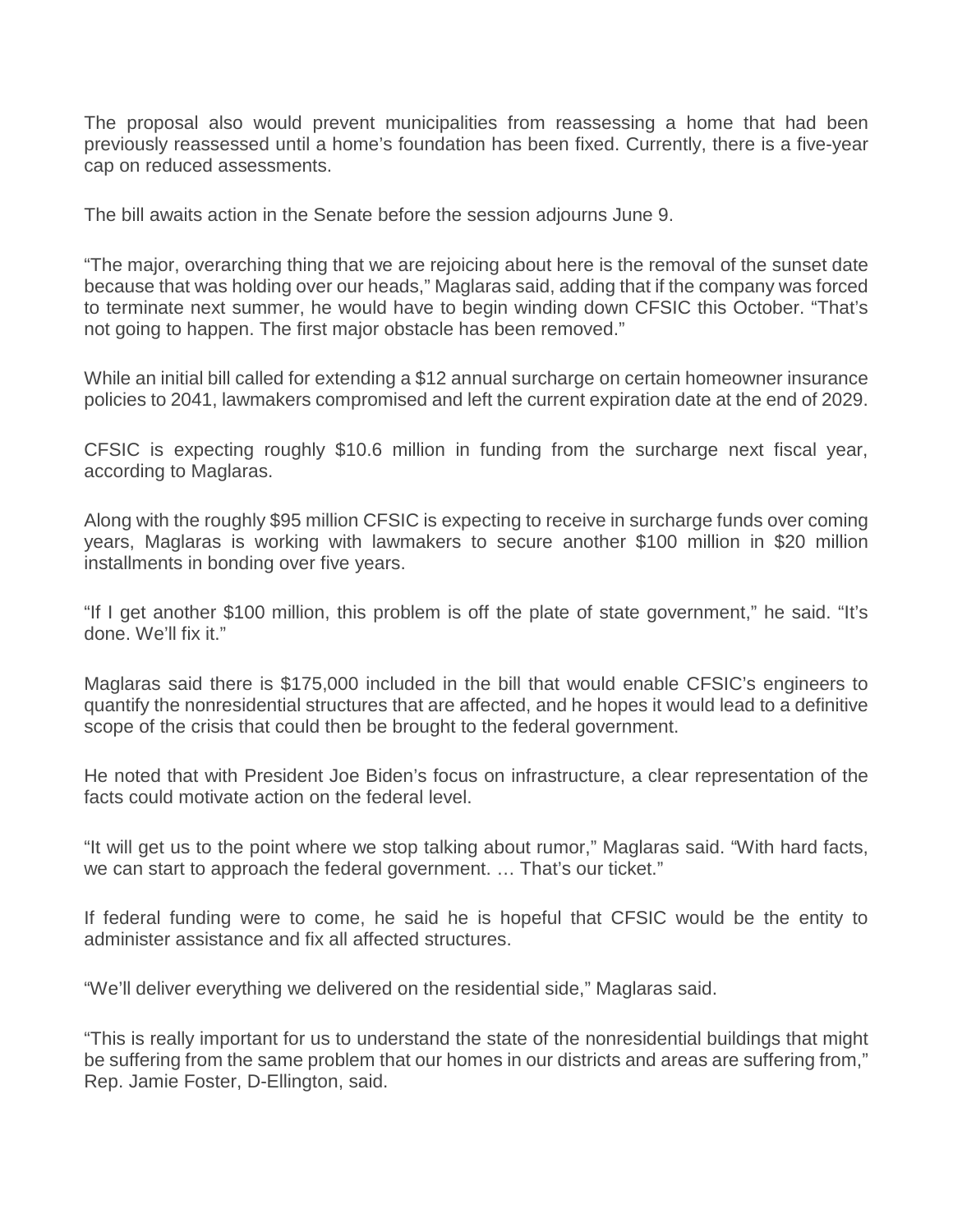The proposal also would prevent municipalities from reassessing a home that had been previously reassessed until a home's foundation has been fixed. Currently, there is a five-year cap on reduced assessments.

The bill awaits action in the Senate before the session adjourns June 9.

"The major, overarching thing that we are rejoicing about here is the removal of the sunset date because that was holding over our heads," Maglaras said, adding that if the company was forced to terminate next summer, he would have to begin winding down CFSIC this October. "That's not going to happen. The first major obstacle has been removed."

While an initial bill called for extending a $12 annual surcharge on certain homeowner insurance policies to 2041, lawmakers compromised and left the current expiration date at the end of 2029.

CFSIC is expecting roughly $10.6 million in funding from the surcharge next fiscal year, according to Maglaras.

Along with the roughly $95 million CFSIC is expecting to receive in surcharge funds over coming years, Maglaras is working with lawmakers to secure another $100 million in $20 million installments in bonding over five years.

"If I get another $100 million, this problem is off the plate of state government," he said. "It's done. We'll fix it."

Maglaras said there is $175,000 included in the bill that would enable CFSIC's engineers to quantify the nonresidential structures that are affected, and he hopes it would lead to a definitive scope of the crisis that could then be brought to the federal government.

He noted that with President Joe Biden's focus on infrastructure, a clear representation of the facts could motivate action on the federal level.

"It will get us to the point where we stop talking about rumor," Maglaras said. "With hard facts, we can start to approach the federal government. … That's our ticket."

If federal funding were to come, he said he is hopeful that CFSIC would be the entity to administer assistance and fix all affected structures.

"We'll deliver everything we delivered on the residential side," Maglaras said.

"This is really important for us to understand the state of the nonresidential buildings that might be suffering from the same problem that our homes in our districts and areas are suffering from," Rep. Jamie Foster, D-Ellington, said.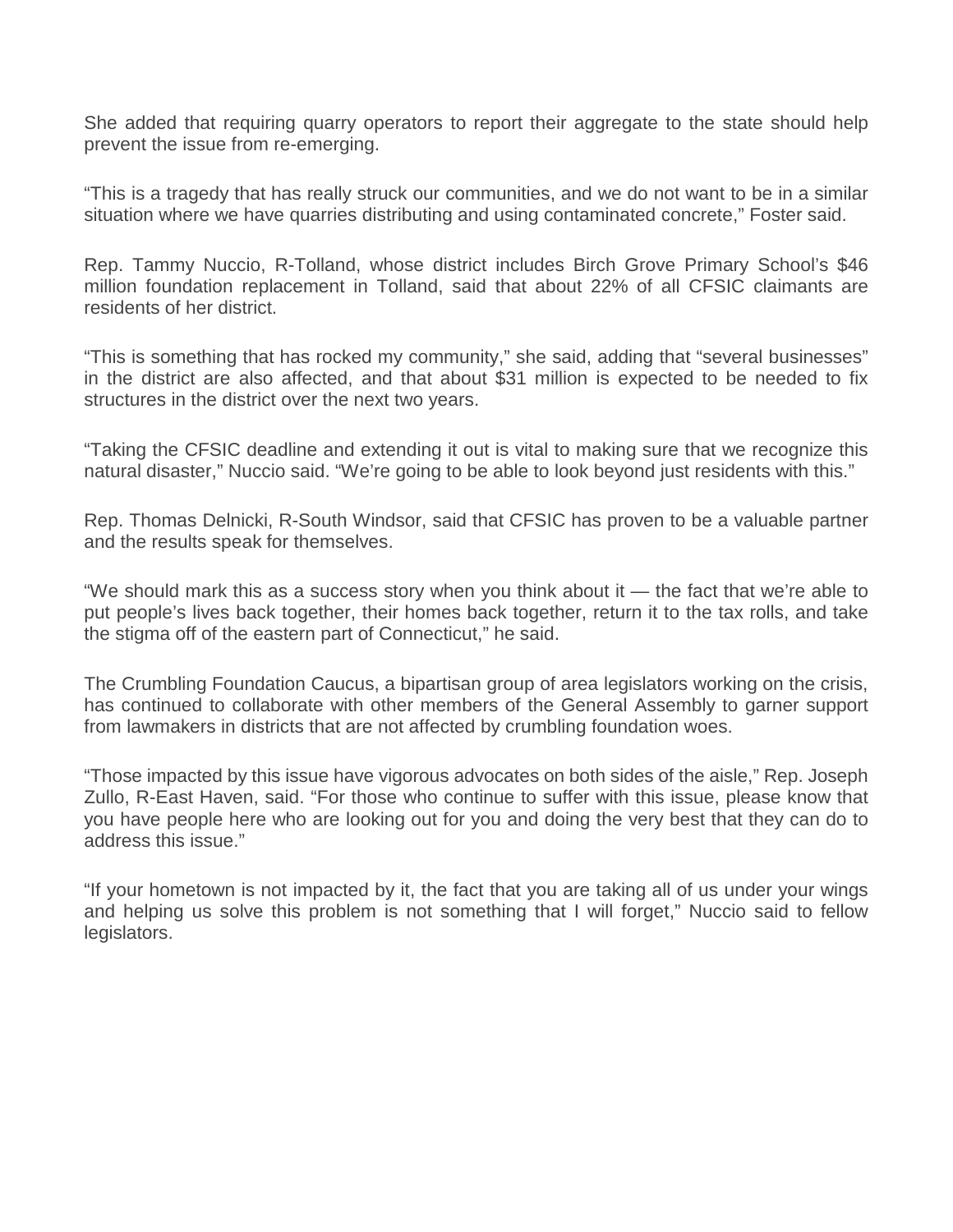She added that requiring quarry operators to report their aggregate to the state should help prevent the issue from re-emerging.

“This is a tragedy that has really struck our communities, and we do not want to be in a similar situation where we have quarries distributing and using contaminated concrete,” Foster said.

Rep. Tammy Nuccio, R-Tolland, whose district includes Birch Grove Primary School’s $46 million foundation replacement in Tolland, said that about 22% of all CFSIC claimants are residents of her district.

“This is something that has rocked my community,” she said, adding that “several businesses” in the district are also affected, and that about $31 million is expected to be needed to fix structures in the district over the next two years.

“Taking the CFSIC deadline and extending it out is vital to making sure that we recognize this natural disaster,” Nuccio said. “We’re going to be able to look beyond just residents with this.”

Rep. Thomas Delnicki, R-South Windsor, said that CFSIC has proven to be a valuable partner and the results speak for themselves.

“We should mark this as a success story when you think about it — the fact that we’re able to put people’s lives back together, their homes back together, return it to the tax rolls, and take the stigma off of the eastern part of Connecticut,” he said.

The Crumbling Foundation Caucus, a bipartisan group of area legislators working on the crisis, has continued to collaborate with other members of the General Assembly to garner support from lawmakers in districts that are not affected by crumbling foundation woes.

“Those impacted by this issue have vigorous advocates on both sides of the aisle,” Rep. Joseph Zullo, R-East Haven, said. “For those who continue to suffer with this issue, please know that you have people here who are looking out for you and doing the very best that they can do to address this issue.”

“If your hometown is not impacted by it, the fact that you are taking all of us under your wings and helping us solve this problem is not something that I will forget,” Nuccio said to fellow legislators.